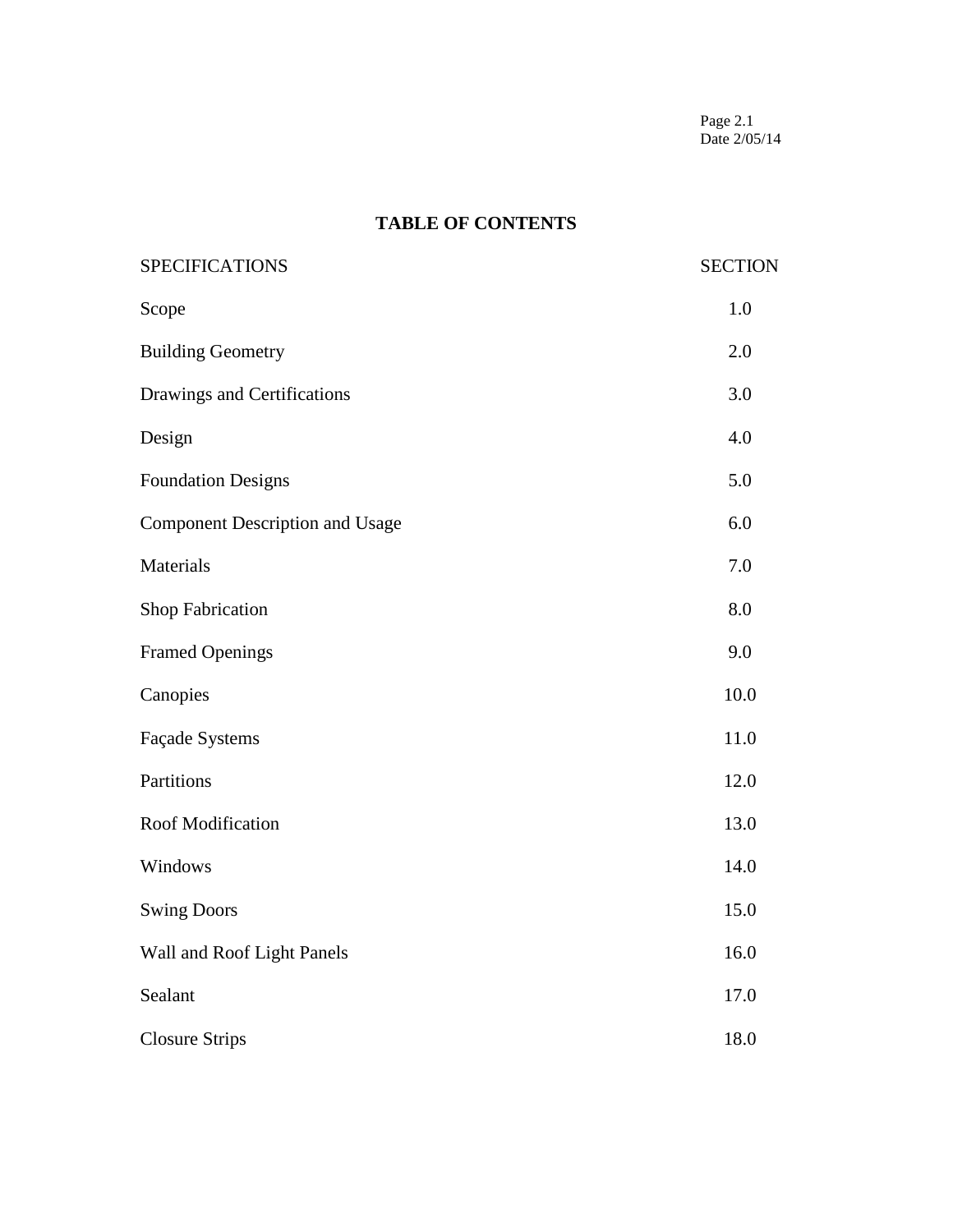# TABLE OF CONTENTS

| SPECIFICATIONS | SECTION |
|---|---|
| Scope | 1.0 |
| Building Geometry | 2.0 |
| Drawings and Certifications | 3.0 |
| Design | 4.0 |
| Foundation Designs | 5.0 |
| Component Description and Usage | 6.0 |
| Materials | 7.0 |
| Shop Fabrication | 8.0 |
| Framed Openings | 9.0 |
| Canopies | 10.0 |
| Façade Systems | 11.0 |
| Partitions | 12.0 |
| Roof Modification | 13.0 |
| Windows | 14.0 |
| Swing Doors | 15.0 |
| Wall and Roof Light Panels | 16.0 |
| Sealant | 17.0 |
| Closure Strips | 18.0 |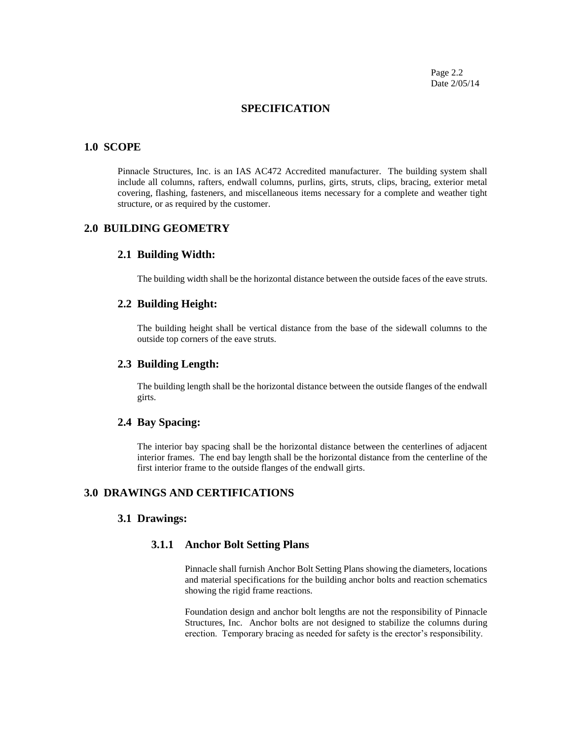# SPECIFICATION

## 1.0 SCOPE

Pinnacle Structures, Inc. is an IAS AC472 Accredited manufacturer. The building system shall include all columns, rafters, endwall columns, purlins, girts, struts, clips, bracing, exterior metal covering, flashing, fasteners, and miscellaneous items necessary for a complete and weather tight structure, or as required by the customer.

## 2.0 BUILDING GEOMETRY

### 2.1 Building Width:

The building width shall be the horizontal distance between the outside faces of the eave struts.

### 2.2 Building Height:

The building height shall be vertical distance from the base of the sidewall columns to the outside top corners of the eave struts.

### 2.3 Building Length:

The building length shall be the horizontal distance between the outside flanges of the endwall girts.

### 2.4 Bay Spacing:

The interior bay spacing shall be the horizontal distance between the centerlines of adjacent interior frames. The end bay length shall be the horizontal distance from the centerline of the first interior frame to the outside flanges of the endwall girts.

## 3.0 DRAWINGS AND CERTIFICATIONS

### 3.1 Drawings:

#### 3.1.1 Anchor Bolt Setting Plans

Pinnacle shall furnish Anchor Bolt Setting Plans showing the diameters, locations and material specifications for the building anchor bolts and reaction schematics showing the rigid frame reactions.

Foundation design and anchor bolt lengths are not the responsibility of Pinnacle Structures, Inc. Anchor bolts are not designed to stabilize the columns during erection. Temporary bracing as needed for safety is the erector's responsibility.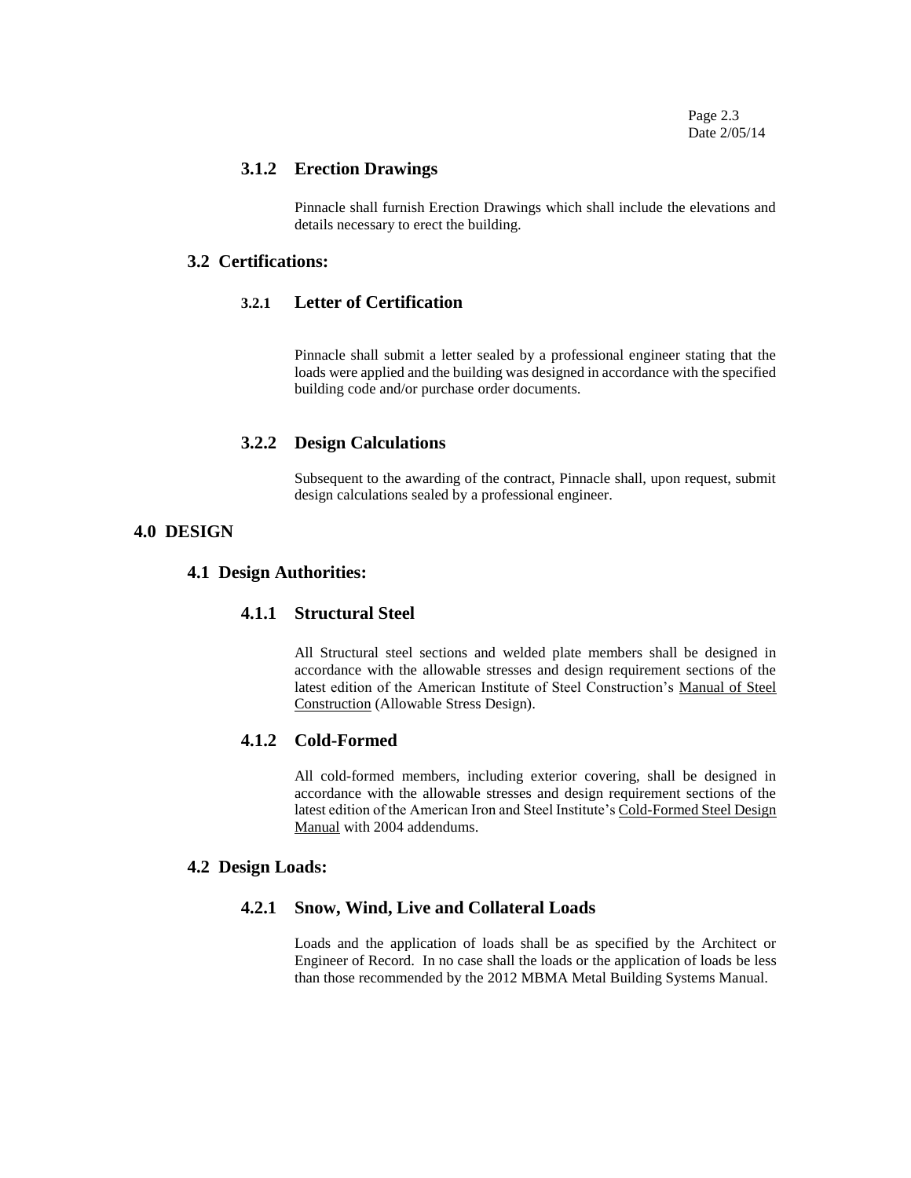### 3.1.2 Erection Drawings

Pinnacle shall furnish Erection Drawings which shall include the elevations and details necessary to erect the building.

## 3.2 Certifications:

### 3.2.1 Letter of Certification

Pinnacle shall submit a letter sealed by a professional engineer stating that the loads were applied and the building was designed in accordance with the specified building code and/or purchase order documents.

### 3.2.2 Design Calculations

Subsequent to the awarding of the contract, Pinnacle shall, upon request, submit design calculations sealed by a professional engineer.

# 4.0 DESIGN

## 4.1 Design Authorities:

### 4.1.1 Structural Steel

All Structural steel sections and welded plate members shall be designed in accordance with the allowable stresses and design requirement sections of the latest edition of the American Institute of Steel Construction's Manual of Steel Construction (Allowable Stress Design).

### 4.1.2 Cold-Formed

All cold-formed members, including exterior covering, shall be designed in accordance with the allowable stresses and design requirement sections of the latest edition of the American Iron and Steel Institute's Cold-Formed Steel Design Manual with 2004 addendums.

## 4.2 Design Loads:

### 4.2.1 Snow, Wind, Live and Collateral Loads

Loads and the application of loads shall be as specified by the Architect or Engineer of Record. In no case shall the loads or the application of loads be less than those recommended by the 2012 MBMA Metal Building Systems Manual.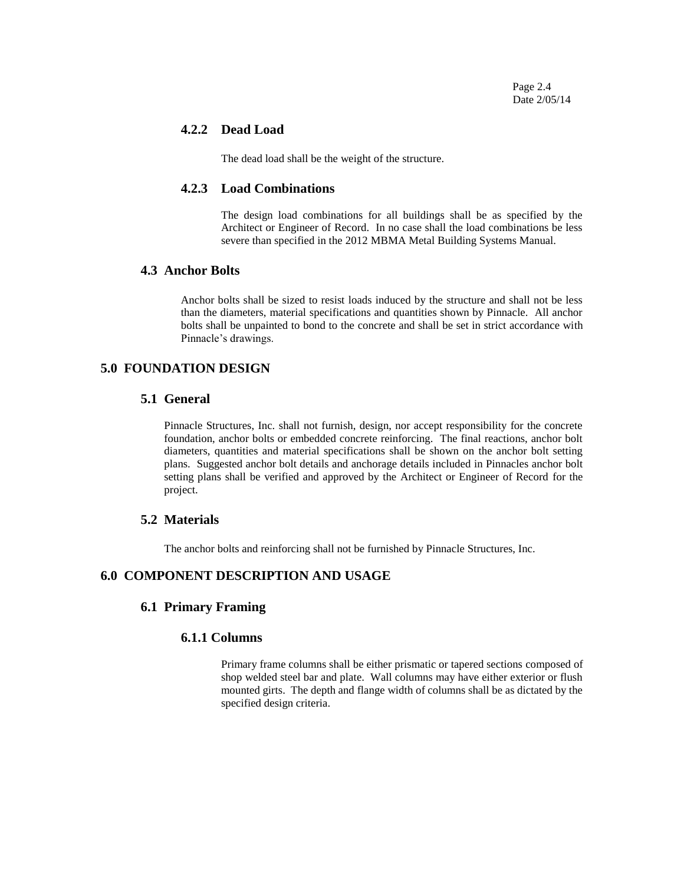#### 4.2.2 Dead Load

The dead load shall be the weight of the structure.

#### 4.2.3 Load Combinations

The design load combinations for all buildings shall be as specified by the Architect or Engineer of Record. In no case shall the load combinations be less severe than specified in the 2012 MBMA Metal Building Systems Manual.

### 4.3 Anchor Bolts

Anchor bolts shall be sized to resist loads induced by the structure and shall not be less than the diameters, material specifications and quantities shown by Pinnacle. All anchor bolts shall be unpainted to bond to the concrete and shall be set in strict accordance with Pinnacle's drawings.

## 5.0 FOUNDATION DESIGN

### 5.1 General

Pinnacle Structures, Inc. shall not furnish, design, nor accept responsibility for the concrete foundation, anchor bolts or embedded concrete reinforcing. The final reactions, anchor bolt diameters, quantities and material specifications shall be shown on the anchor bolt setting plans. Suggested anchor bolt details and anchorage details included in Pinnacles anchor bolt setting plans shall be verified and approved by the Architect or Engineer of Record for the project.

### 5.2 Materials

The anchor bolts and reinforcing shall not be furnished by Pinnacle Structures, Inc.

## 6.0 COMPONENT DESCRIPTION AND USAGE

### 6.1 Primary Framing

#### 6.1.1 Columns

Primary frame columns shall be either prismatic or tapered sections composed of shop welded steel bar and plate. Wall columns may have either exterior or flush mounted girts. The depth and flange width of columns shall be as dictated by the specified design criteria.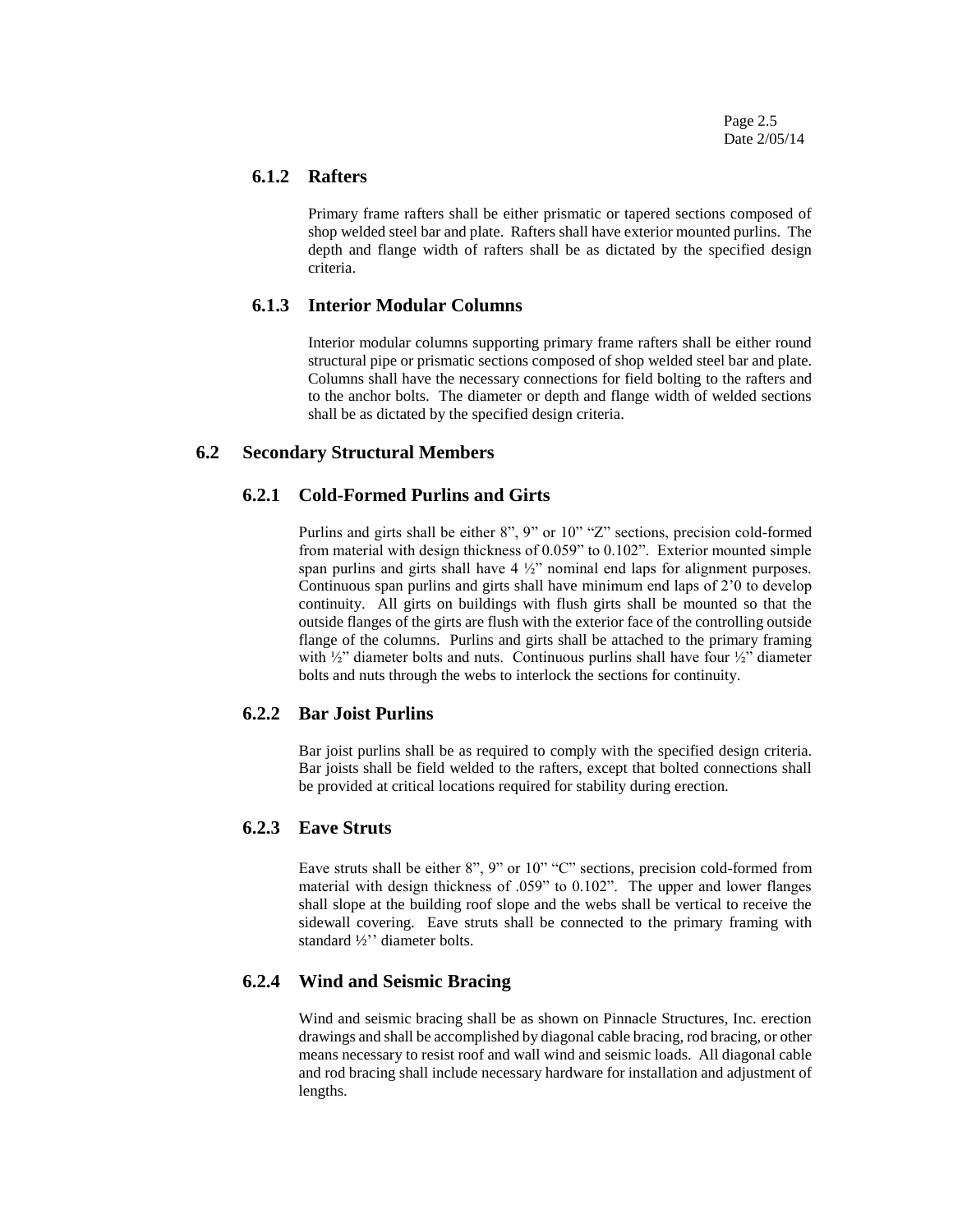### 6.1.2 Rafters

Primary frame rafters shall be either prismatic or tapered sections composed of shop welded steel bar and plate. Rafters shall have exterior mounted purlins. The depth and flange width of rafters shall be as dictated by the specified design criteria.

### 6.1.3 Interior Modular Columns

Interior modular columns supporting primary frame rafters shall be either round structural pipe or prismatic sections composed of shop welded steel bar and plate. Columns shall have the necessary connections for field bolting to the rafters and to the anchor bolts. The diameter or depth and flange width of welded sections shall be as dictated by the specified design criteria.

## 6.2 Secondary Structural Members

### 6.2.1 Cold-Formed Purlins and Girts

Purlins and girts shall be either 8", 9" or 10" "Z" sections, precision cold-formed from material with design thickness of 0.059" to 0.102". Exterior mounted simple span purlins and girts shall have 4 ½" nominal end laps for alignment purposes. Continuous span purlins and girts shall have minimum end laps of 2'0 to develop continuity. All girts on buildings with flush girts shall be mounted so that the outside flanges of the girts are flush with the exterior face of the controlling outside flange of the columns. Purlins and girts shall be attached to the primary framing with ½" diameter bolts and nuts. Continuous purlins shall have four ½" diameter bolts and nuts through the webs to interlock the sections for continuity.

### 6.2.2 Bar Joist Purlins

Bar joist purlins shall be as required to comply with the specified design criteria. Bar joists shall be field welded to the rafters, except that bolted connections shall be provided at critical locations required for stability during erection.

### 6.2.3 Eave Struts

Eave struts shall be either 8", 9" or 10" "C" sections, precision cold-formed from material with design thickness of .059" to 0.102". The upper and lower flanges shall slope at the building roof slope and the webs shall be vertical to receive the sidewall covering. Eave struts shall be connected to the primary framing with standard ½'' diameter bolts.

### 6.2.4 Wind and Seismic Bracing

Wind and seismic bracing shall be as shown on Pinnacle Structures, Inc. erection drawings and shall be accomplished by diagonal cable bracing, rod bracing, or other means necessary to resist roof and wall wind and seismic loads. All diagonal cable and rod bracing shall include necessary hardware for installation and adjustment of lengths.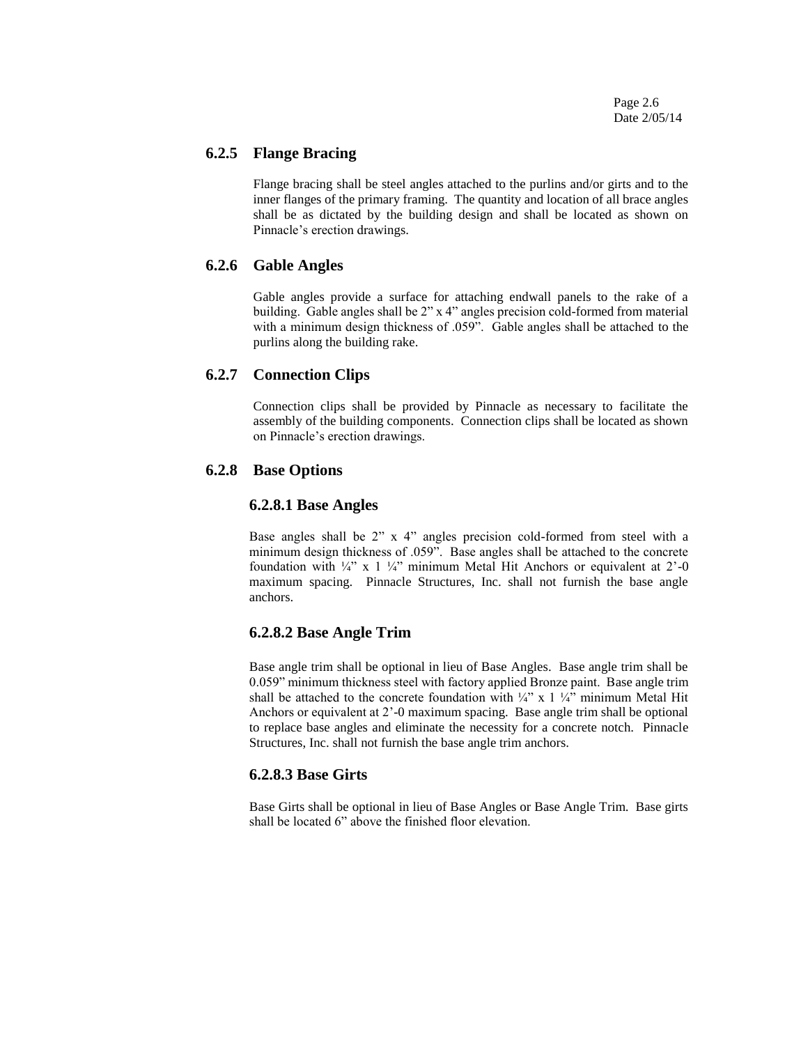### 6.2.5 Flange Bracing

Flange bracing shall be steel angles attached to the purlins and/or girts and to the inner flanges of the primary framing. The quantity and location of all brace angles shall be as dictated by the building design and shall be located as shown on Pinnacle's erection drawings.

### 6.2.6 Gable Angles

Gable angles provide a surface for attaching endwall panels to the rake of a building. Gable angles shall be 2" x 4" angles precision cold-formed from material with a minimum design thickness of .059". Gable angles shall be attached to the purlins along the building rake.

### 6.2.7 Connection Clips

Connection clips shall be provided by Pinnacle as necessary to facilitate the assembly of the building components. Connection clips shall be located as shown on Pinnacle's erection drawings.

### 6.2.8 Base Options

#### 6.2.8.1 Base Angles

Base angles shall be 2" x 4" angles precision cold-formed from steel with a minimum design thickness of .059". Base angles shall be attached to the concrete foundation with ¼" x 1 ¼" minimum Metal Hit Anchors or equivalent at 2'-0 maximum spacing. Pinnacle Structures, Inc. shall not furnish the base angle anchors.

#### 6.2.8.2 Base Angle Trim

Base angle trim shall be optional in lieu of Base Angles. Base angle trim shall be 0.059" minimum thickness steel with factory applied Bronze paint. Base angle trim shall be attached to the concrete foundation with ¼" x 1 ¼" minimum Metal Hit Anchors or equivalent at 2'-0 maximum spacing. Base angle trim shall be optional to replace base angles and eliminate the necessity for a concrete notch. Pinnacle Structures, Inc. shall not furnish the base angle trim anchors.

#### 6.2.8.3 Base Girts

Base Girts shall be optional in lieu of Base Angles or Base Angle Trim. Base girts shall be located 6" above the finished floor elevation.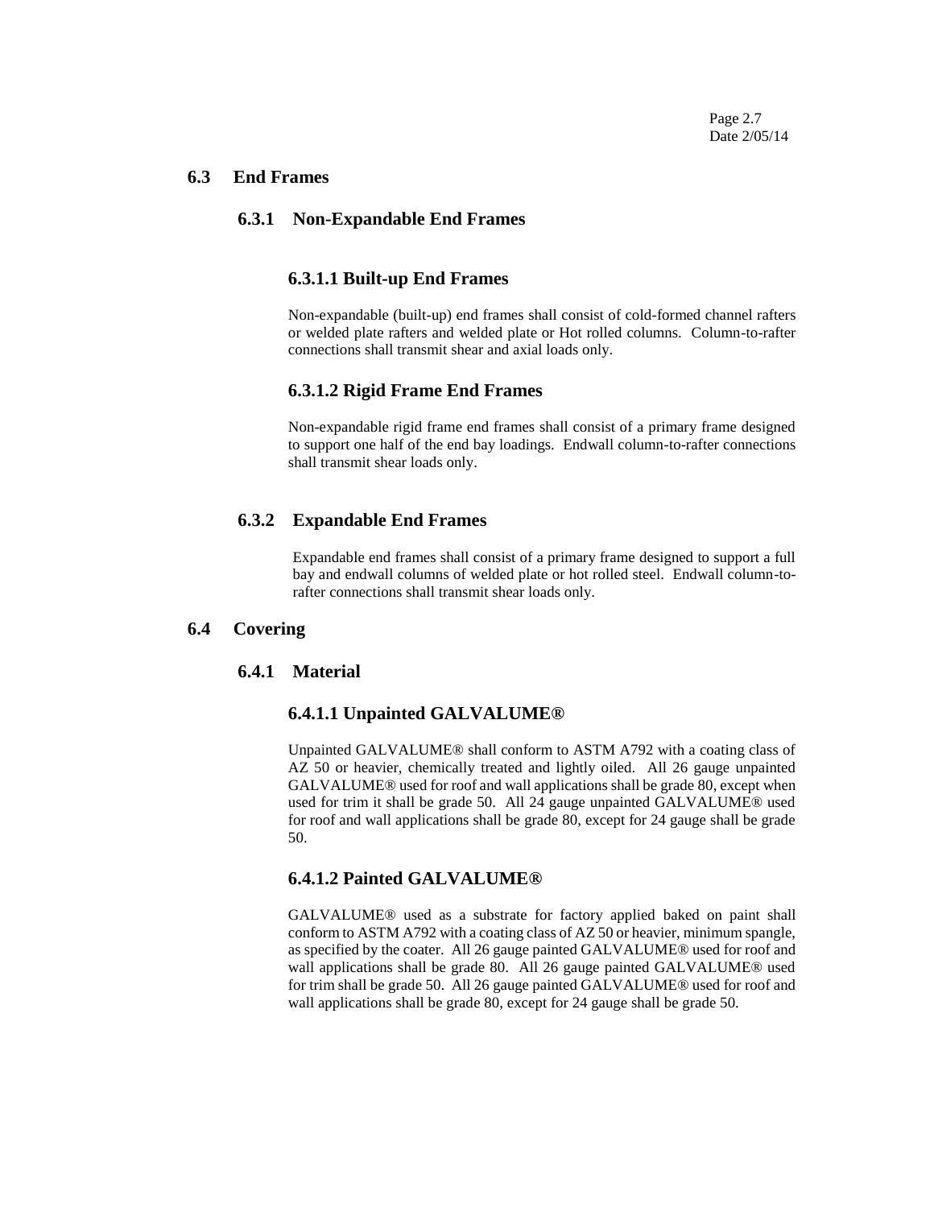## 6.3 End Frames

### 6.3.1 Non-Expandable End Frames

#### 6.3.1.1 Built-up End Frames

Non-expandable (built-up) end frames shall consist of cold-formed channel rafters or welded plate rafters and welded plate or Hot rolled columns. Column-to-rafter connections shall transmit shear and axial loads only.

#### 6.3.1.2 Rigid Frame End Frames

Non-expandable rigid frame end frames shall consist of a primary frame designed to support one half of the end bay loadings. Endwall column-to-rafter connections shall transmit shear loads only.

### 6.3.2 Expandable End Frames

Expandable end frames shall consist of a primary frame designed to support a full bay and endwall columns of welded plate or hot rolled steel. Endwall column-to-rafter connections shall transmit shear loads only.

## 6.4 Covering

### 6.4.1 Material

#### 6.4.1.1 Unpainted GALVALUME®

Unpainted GALVALUME® shall conform to ASTM A792 with a coating class of AZ 50 or heavier, chemically treated and lightly oiled. All 26 gauge unpainted GALVALUME® used for roof and wall applications shall be grade 80, except when used for trim it shall be grade 50. All 24 gauge unpainted GALVALUME® used for roof and wall applications shall be grade 80, except for 24 gauge shall be grade 50.

#### 6.4.1.2 Painted GALVALUME®

GALVALUME® used as a substrate for factory applied baked on paint shall conform to ASTM A792 with a coating class of AZ 50 or heavier, minimum spangle, as specified by the coater. All 26 gauge painted GALVALUME® used for roof and wall applications shall be grade 80. All 26 gauge painted GALVALUME® used for trim shall be grade 50. All 26 gauge painted GALVALUME® used for roof and wall applications shall be grade 80, except for 24 gauge shall be grade 50.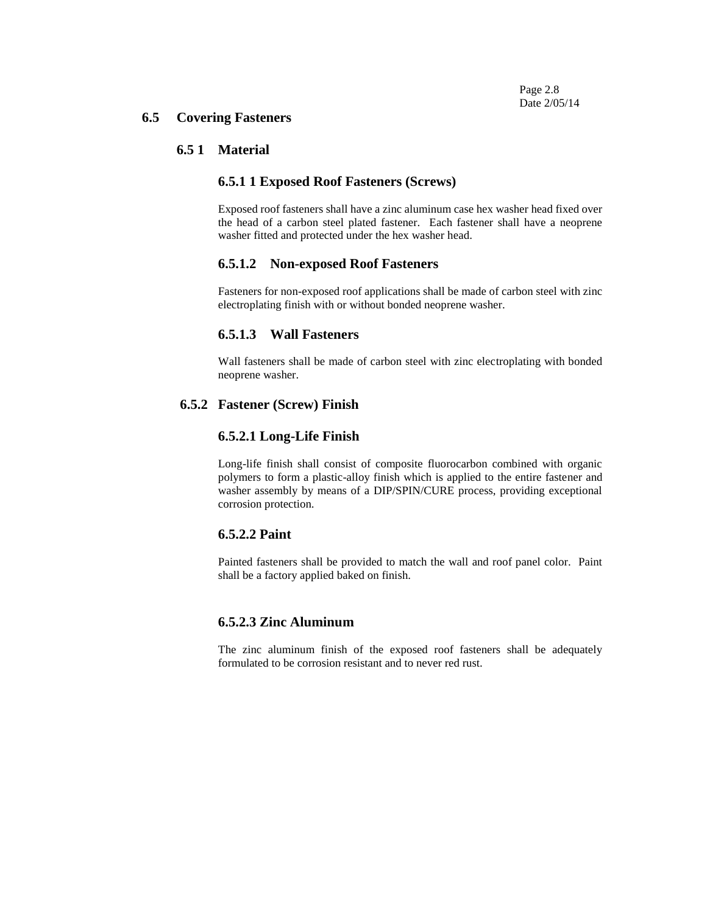## 6.5 Covering Fasteners

### 6.5 1 Material

#### 6.5.1 1 Exposed Roof Fasteners (Screws)

Exposed roof fasteners shall have a zinc aluminum case hex washer head fixed over the head of a carbon steel plated fastener. Each fastener shall have a neoprene washer fitted and protected under the hex washer head.

#### 6.5.1.2 Non-exposed Roof Fasteners

Fasteners for non-exposed roof applications shall be made of carbon steel with zinc electroplating finish with or without bonded neoprene washer.

#### 6.5.1.3 Wall Fasteners

Wall fasteners shall be made of carbon steel with zinc electroplating with bonded neoprene washer.

### 6.5.2 Fastener (Screw) Finish

#### 6.5.2.1 Long-Life Finish

Long-life finish shall consist of composite fluorocarbon combined with organic polymers to form a plastic-alloy finish which is applied to the entire fastener and washer assembly by means of a DIP/SPIN/CURE process, providing exceptional corrosion protection.

#### 6.5.2.2 Paint

Painted fasteners shall be provided to match the wall and roof panel color. Paint shall be a factory applied baked on finish.

#### 6.5.2.3 Zinc Aluminum

The zinc aluminum finish of the exposed roof fasteners shall be adequately formulated to be corrosion resistant and to never red rust.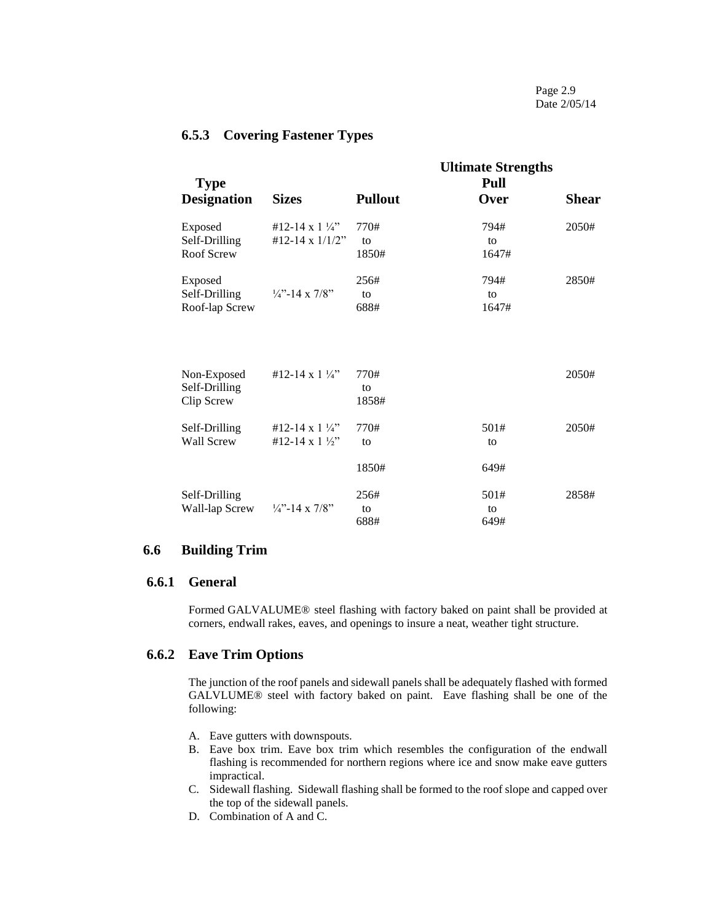### 6.5.3 Covering Fastener Types

| Type Designation | Sizes | Pullout | Ultimate Strengths Pull Over | Shear |
|---|---|---|---|---|
| Exposed Self-Drilling Roof Screw | #12-14 x 1 ¼" #12-14 x 1/1/2" | 770# to 1850# | 794# to 1647# | 2050# |
| Exposed Self-Drilling Roof-lap Screw | ¼"-14 x 7/8" | 256# to 688# | 794# to 1647# | 2850# |
| Non-Exposed Self-Drilling Clip Screw | #12-14 x 1 ¼" | 770# to 1858# | | 2050# |
| Self-Drilling Wall Screw | #12-14 x 1 ¼" #12-14 x 1 ½" | 770# to 1850# | 501# to 649# | 2050# |
| Self-Drilling Wall-lap Screw | ¼"-14 x 7/8" | 256# to 688# | 501# to 649# | 2858# |

## 6.6 Building Trim

### 6.6.1 General

Formed GALVALUME® steel flashing with factory baked on paint shall be provided at corners, endwall rakes, eaves, and openings to insure a neat, weather tight structure.

### 6.6.2 Eave Trim Options

The junction of the roof panels and sidewall panels shall be adequately flashed with formed GALVLUME® steel with factory baked on paint. Eave flashing shall be one of the following:

A. Eave gutters with downspouts.
B. Eave box trim. Eave box trim which resembles the configuration of the endwall flashing is recommended for northern regions where ice and snow make eave gutters impractical.
C. Sidewall flashing. Sidewall flashing shall be formed to the roof slope and capped over the top of the sidewall panels.
D. Combination of A and C.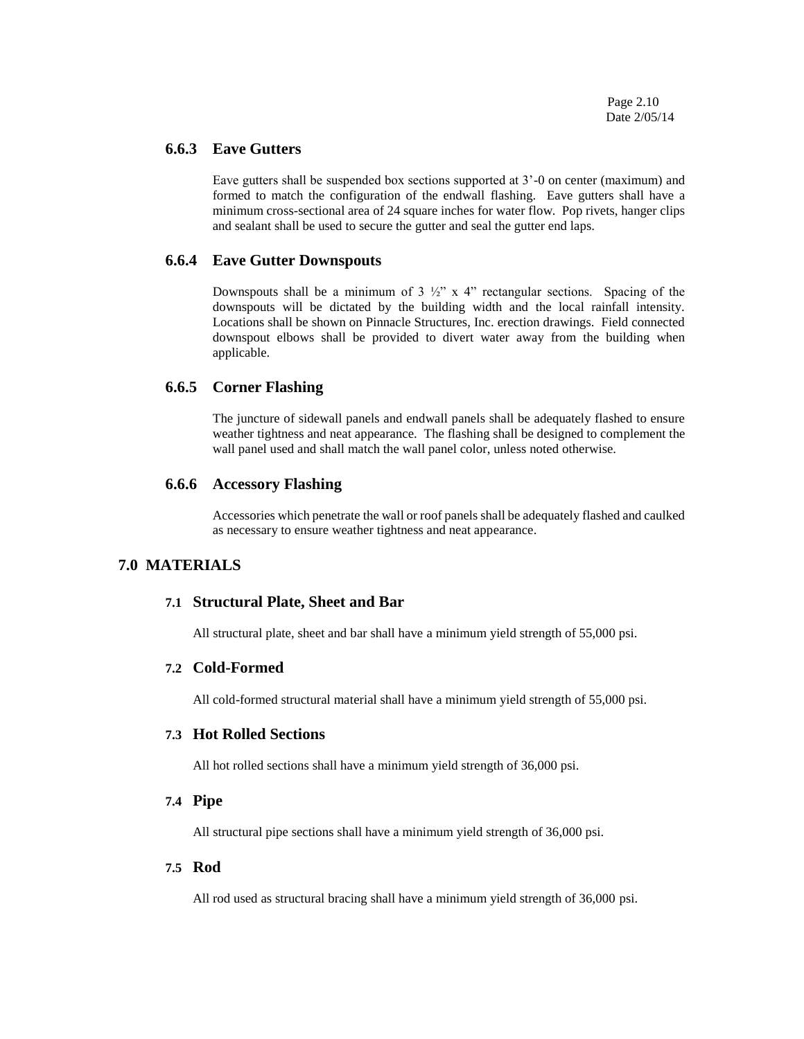### 6.6.3 Eave Gutters

Eave gutters shall be suspended box sections supported at 3'-0 on center (maximum) and formed to match the configuration of the endwall flashing. Eave gutters shall have a minimum cross-sectional area of 24 square inches for water flow. Pop rivets, hanger clips and sealant shall be used to secure the gutter and seal the gutter end laps.

### 6.6.4 Eave Gutter Downspouts

Downspouts shall be a minimum of 3 ½" x 4" rectangular sections. Spacing of the downspouts will be dictated by the building width and the local rainfall intensity. Locations shall be shown on Pinnacle Structures, Inc. erection drawings. Field connected downspout elbows shall be provided to divert water away from the building when applicable.

### 6.6.5 Corner Flashing

The juncture of sidewall panels and endwall panels shall be adequately flashed to ensure weather tightness and neat appearance. The flashing shall be designed to complement the wall panel used and shall match the wall panel color, unless noted otherwise.

### 6.6.6 Accessory Flashing

Accessories which penetrate the wall or roof panels shall be adequately flashed and caulked as necessary to ensure weather tightness and neat appearance.

## 7.0 MATERIALS

### 7.1 Structural Plate, Sheet and Bar

All structural plate, sheet and bar shall have a minimum yield strength of 55,000 psi.

### 7.2 Cold-Formed

All cold-formed structural material shall have a minimum yield strength of 55,000 psi.

### 7.3 Hot Rolled Sections

All hot rolled sections shall have a minimum yield strength of 36,000 psi.

### 7.4 Pipe

All structural pipe sections shall have a minimum yield strength of 36,000 psi.

### 7.5 Rod

All rod used as structural bracing shall have a minimum yield strength of 36,000 psi.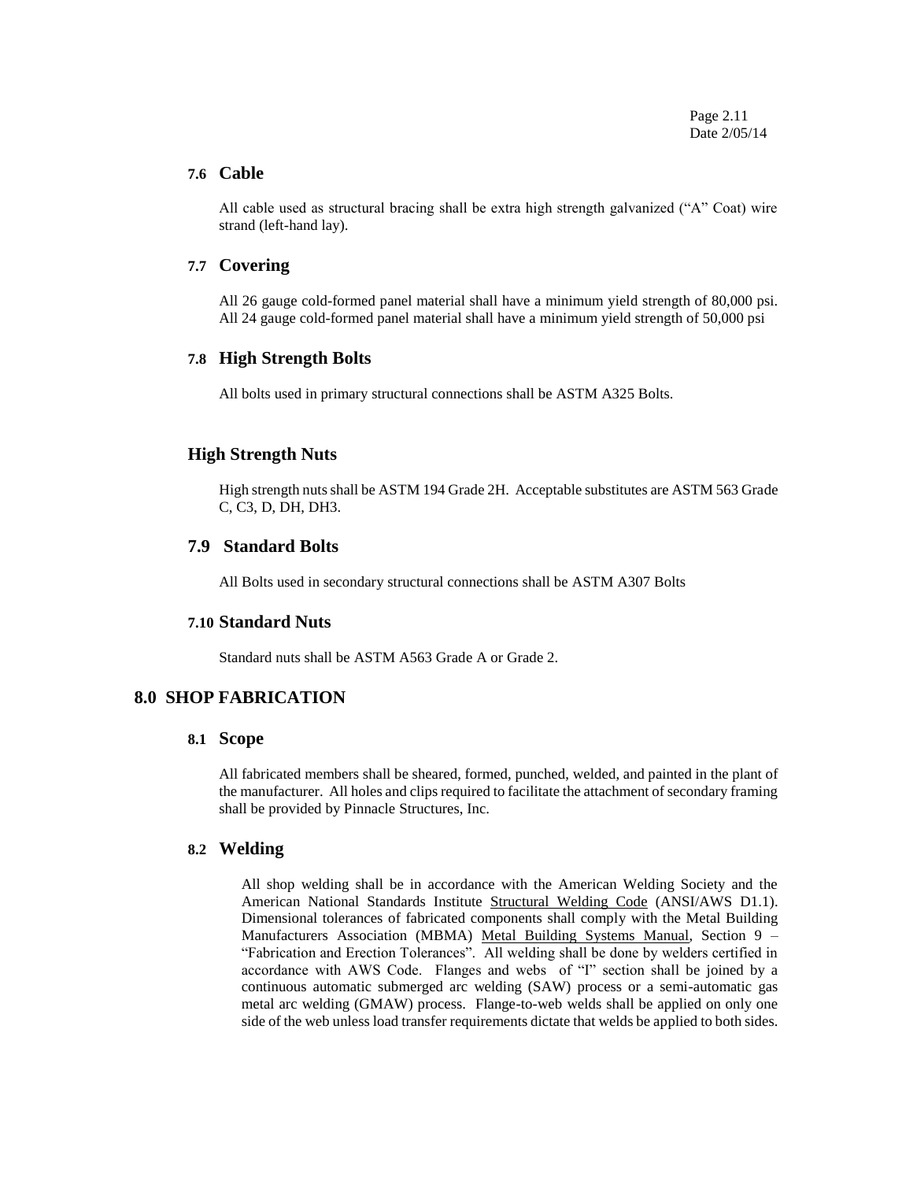### 7.6 Cable

All cable used as structural bracing shall be extra high strength galvanized ("A" Coat) wire strand (left-hand lay).

### 7.7 Covering

All 26 gauge cold-formed panel material shall have a minimum yield strength of 80,000 psi. All 24 gauge cold-formed panel material shall have a minimum yield strength of 50,000 psi

### 7.8 High Strength Bolts

All bolts used in primary structural connections shall be ASTM A325 Bolts.

### High Strength Nuts

High strength nuts shall be ASTM 194 Grade 2H. Acceptable substitutes are ASTM 563 Grade C, C3, D, DH, DH3.

### 7.9 Standard Bolts

All Bolts used in secondary structural connections shall be ASTM A307 Bolts

### 7.10 Standard Nuts

Standard nuts shall be ASTM A563 Grade A or Grade 2.

## 8.0 SHOP FABRICATION

### 8.1 Scope

All fabricated members shall be sheared, formed, punched, welded, and painted in the plant of the manufacturer. All holes and clips required to facilitate the attachment of secondary framing shall be provided by Pinnacle Structures, Inc.

### 8.2 Welding

All shop welding shall be in accordance with the American Welding Society and the American National Standards Institute Structural Welding Code (ANSI/AWS D1.1). Dimensional tolerances of fabricated components shall comply with the Metal Building Manufacturers Association (MBMA) Metal Building Systems Manual, Section 9 – "Fabrication and Erection Tolerances". All welding shall be done by welders certified in accordance with AWS Code. Flanges and webs of "I" section shall be joined by a continuous automatic submerged arc welding (SAW) process or a semi-automatic gas metal arc welding (GMAW) process. Flange-to-web welds shall be applied on only one side of the web unless load transfer requirements dictate that welds be applied to both sides.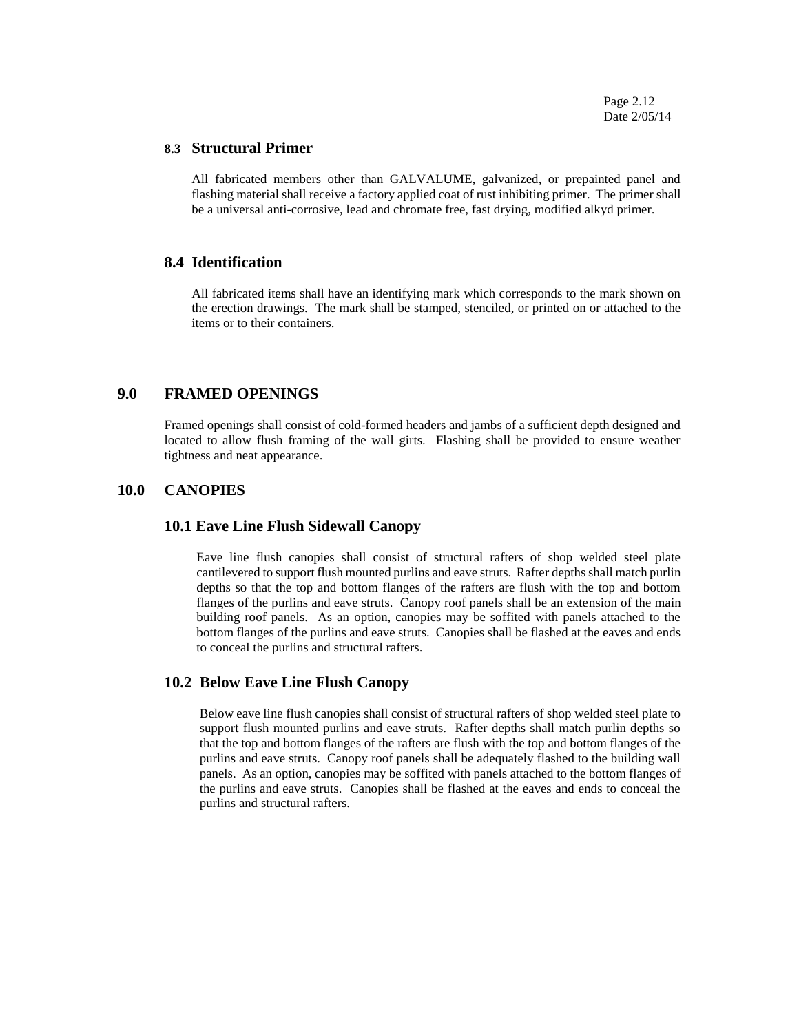### 8.3 Structural Primer

All fabricated members other than GALVALUME, galvanized, or prepainted panel and flashing material shall receive a factory applied coat of rust inhibiting primer. The primer shall be a universal anti-corrosive, lead and chromate free, fast drying, modified alkyd primer.

### 8.4 Identification

All fabricated items shall have an identifying mark which corresponds to the mark shown on the erection drawings. The mark shall be stamped, stenciled, or printed on or attached to the items or to their containers.

## 9.0 FRAMED OPENINGS

Framed openings shall consist of cold-formed headers and jambs of a sufficient depth designed and located to allow flush framing of the wall girts. Flashing shall be provided to ensure weather tightness and neat appearance.

## 10.0 CANOPIES

### 10.1 Eave Line Flush Sidewall Canopy

Eave line flush canopies shall consist of structural rafters of shop welded steel plate cantilevered to support flush mounted purlins and eave struts. Rafter depths shall match purlin depths so that the top and bottom flanges of the rafters are flush with the top and bottom flanges of the purlins and eave struts. Canopy roof panels shall be an extension of the main building roof panels. As an option, canopies may be soffited with panels attached to the bottom flanges of the purlins and eave struts. Canopies shall be flashed at the eaves and ends to conceal the purlins and structural rafters.

### 10.2 Below Eave Line Flush Canopy

Below eave line flush canopies shall consist of structural rafters of shop welded steel plate to support flush mounted purlins and eave struts. Rafter depths shall match purlin depths so that the top and bottom flanges of the rafters are flush with the top and bottom flanges of the purlins and eave struts. Canopy roof panels shall be adequately flashed to the building wall panels. As an option, canopies may be soffited with panels attached to the bottom flanges of the purlins and eave struts. Canopies shall be flashed at the eaves and ends to conceal the purlins and structural rafters.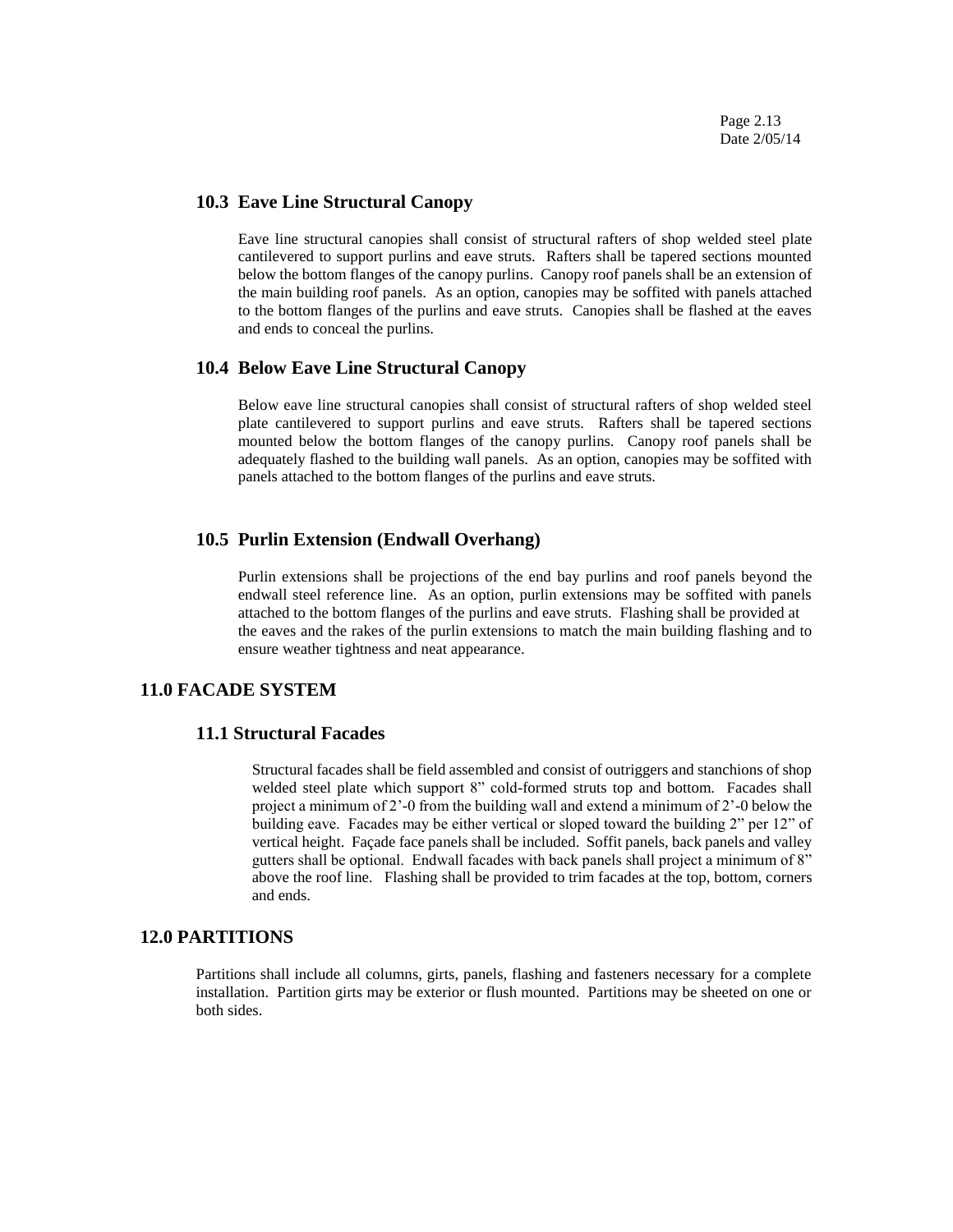### 10.3 Eave Line Structural Canopy

Eave line structural canopies shall consist of structural rafters of shop welded steel plate cantilevered to support purlins and eave struts. Rafters shall be tapered sections mounted below the bottom flanges of the canopy purlins. Canopy roof panels shall be an extension of the main building roof panels. As an option, canopies may be soffited with panels attached to the bottom flanges of the purlins and eave struts. Canopies shall be flashed at the eaves and ends to conceal the purlins.

### 10.4 Below Eave Line Structural Canopy

Below eave line structural canopies shall consist of structural rafters of shop welded steel plate cantilevered to support purlins and eave struts. Rafters shall be tapered sections mounted below the bottom flanges of the canopy purlins. Canopy roof panels shall be adequately flashed to the building wall panels. As an option, canopies may be soffited with panels attached to the bottom flanges of the purlins and eave struts.

### 10.5 Purlin Extension (Endwall Overhang)

Purlin extensions shall be projections of the end bay purlins and roof panels beyond the endwall steel reference line. As an option, purlin extensions may be soffited with panels attached to the bottom flanges of the purlins and eave struts. Flashing shall be provided at the eaves and the rakes of the purlin extensions to match the main building flashing and to ensure weather tightness and neat appearance.

## 11.0 FACADE SYSTEM

### 11.1 Structural Facades

Structural facades shall be field assembled and consist of outriggers and stanchions of shop welded steel plate which support 8" cold-formed struts top and bottom. Facades shall project a minimum of 2'-0 from the building wall and extend a minimum of 2'-0 below the building eave. Facades may be either vertical or sloped toward the building 2" per 12" of vertical height. Façade face panels shall be included. Soffit panels, back panels and valley gutters shall be optional. Endwall facades with back panels shall project a minimum of 8" above the roof line. Flashing shall be provided to trim facades at the top, bottom, corners and ends.

## 12.0 PARTITIONS

Partitions shall include all columns, girts, panels, flashing and fasteners necessary for a complete installation. Partition girts may be exterior or flush mounted. Partitions may be sheeted on one or both sides.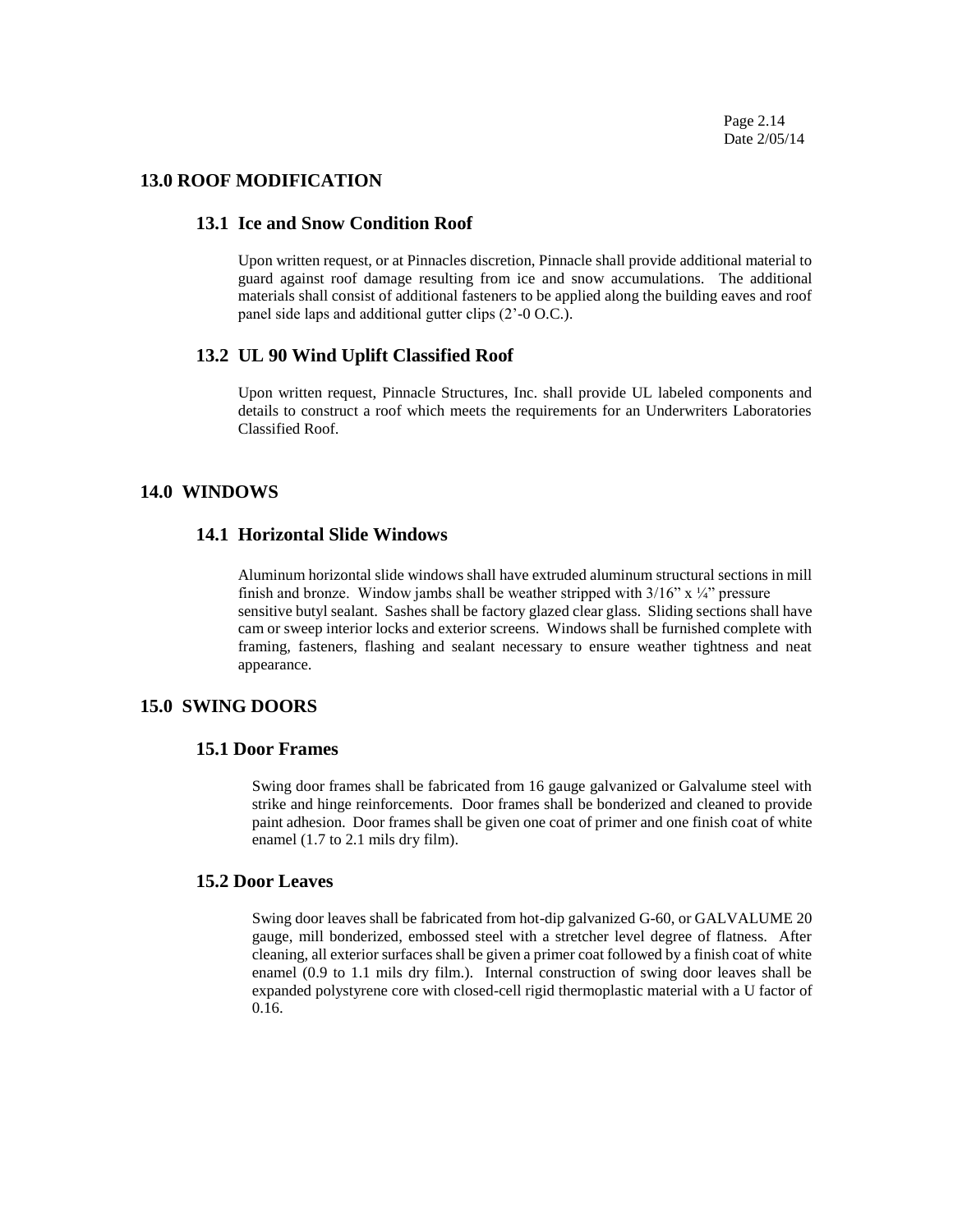## 13.0 ROOF MODIFICATION

### 13.1 Ice and Snow Condition Roof

Upon written request, or at Pinnacles discretion, Pinnacle shall provide additional material to guard against roof damage resulting from ice and snow accumulations. The additional materials shall consist of additional fasteners to be applied along the building eaves and roof panel side laps and additional gutter clips (2'-0 O.C.).

### 13.2 UL 90 Wind Uplift Classified Roof

Upon written request, Pinnacle Structures, Inc. shall provide UL labeled components and details to construct a roof which meets the requirements for an Underwriters Laboratories Classified Roof.

## 14.0 WINDOWS

### 14.1 Horizontal Slide Windows

Aluminum horizontal slide windows shall have extruded aluminum structural sections in mill finish and bronze. Window jambs shall be weather stripped with 3/16" x ¼" pressure sensitive butyl sealant. Sashes shall be factory glazed clear glass. Sliding sections shall have cam or sweep interior locks and exterior screens. Windows shall be furnished complete with framing, fasteners, flashing and sealant necessary to ensure weather tightness and neat appearance.

## 15.0 SWING DOORS

### 15.1 Door Frames

Swing door frames shall be fabricated from 16 gauge galvanized or Galvalume steel with strike and hinge reinforcements. Door frames shall be bonderized and cleaned to provide paint adhesion. Door frames shall be given one coat of primer and one finish coat of white enamel (1.7 to 2.1 mils dry film).

### 15.2 Door Leaves

Swing door leaves shall be fabricated from hot-dip galvanized G-60, or GALVALUME 20 gauge, mill bonderized, embossed steel with a stretcher level degree of flatness. After cleaning, all exterior surfaces shall be given a primer coat followed by a finish coat of white enamel (0.9 to 1.1 mils dry film.). Internal construction of swing door leaves shall be expanded polystyrene core with closed-cell rigid thermoplastic material with a U factor of 0.16.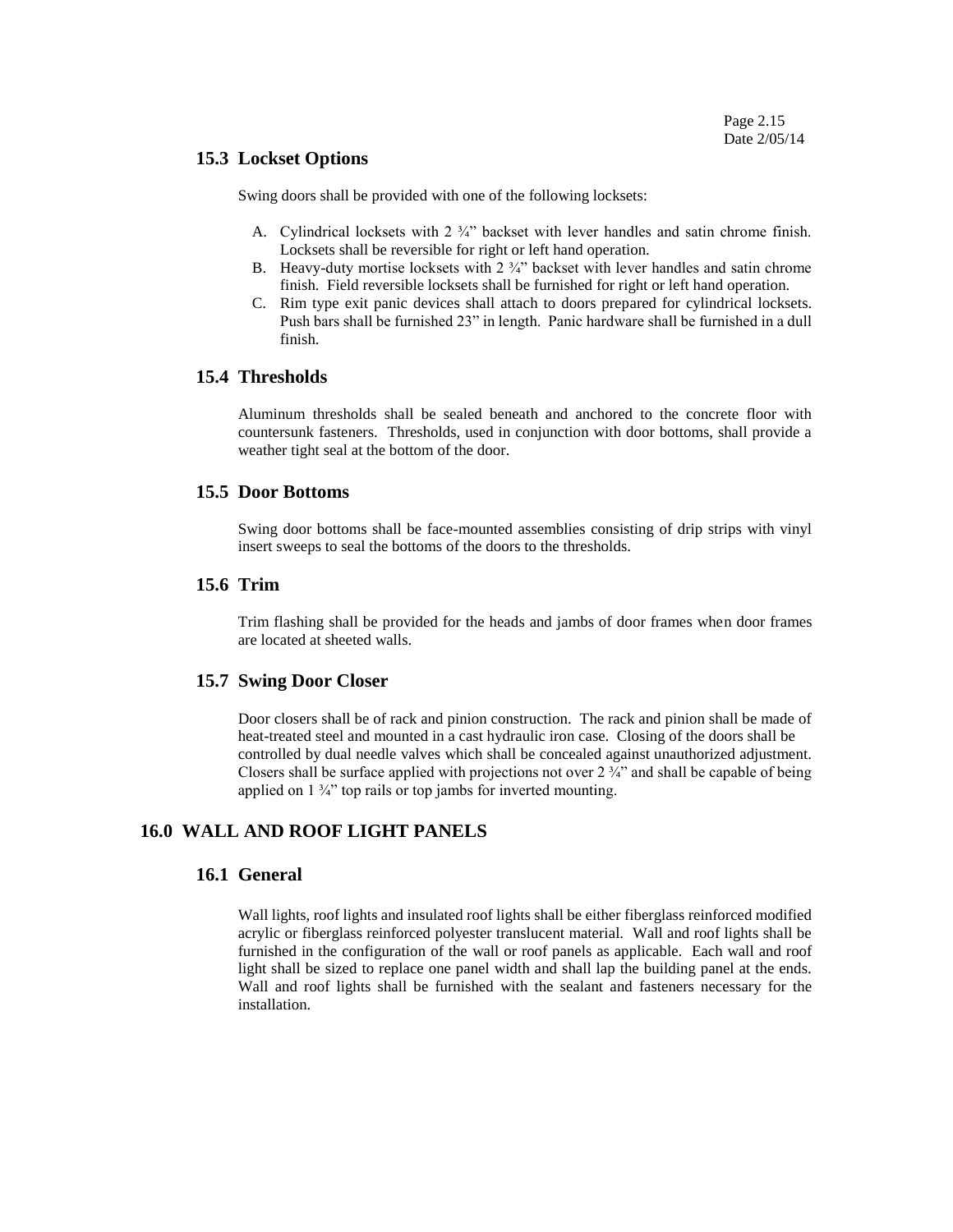### 15.3 Lockset Options

Swing doors shall be provided with one of the following locksets:

A. Cylindrical locksets with 2 ¾" backset with lever handles and satin chrome finish. Locksets shall be reversible for right or left hand operation.
B. Heavy-duty mortise locksets with 2 ¾" backset with lever handles and satin chrome finish. Field reversible locksets shall be furnished for right or left hand operation.
C. Rim type exit panic devices shall attach to doors prepared for cylindrical locksets. Push bars shall be furnished 23" in length. Panic hardware shall be furnished in a dull finish.

### 15.4 Thresholds

Aluminum thresholds shall be sealed beneath and anchored to the concrete floor with countersunk fasteners. Thresholds, used in conjunction with door bottoms, shall provide a weather tight seal at the bottom of the door.

### 15.5 Door Bottoms

Swing door bottoms shall be face-mounted assemblies consisting of drip strips with vinyl insert sweeps to seal the bottoms of the doors to the thresholds.

### 15.6 Trim

Trim flashing shall be provided for the heads and jambs of door frames when door frames are located at sheeted walls.

### 15.7 Swing Door Closer

Door closers shall be of rack and pinion construction. The rack and pinion shall be made of heat-treated steel and mounted in a cast hydraulic iron case. Closing of the doors shall be controlled by dual needle valves which shall be concealed against unauthorized adjustment. Closers shall be surface applied with projections not over 2 ¾" and shall be capable of being applied on 1 ¾" top rails or top jambs for inverted mounting.

## 16.0 WALL AND ROOF LIGHT PANELS

### 16.1 General

Wall lights, roof lights and insulated roof lights shall be either fiberglass reinforced modified acrylic or fiberglass reinforced polyester translucent material. Wall and roof lights shall be furnished in the configuration of the wall or roof panels as applicable. Each wall and roof light shall be sized to replace one panel width and shall lap the building panel at the ends. Wall and roof lights shall be furnished with the sealant and fasteners necessary for the installation.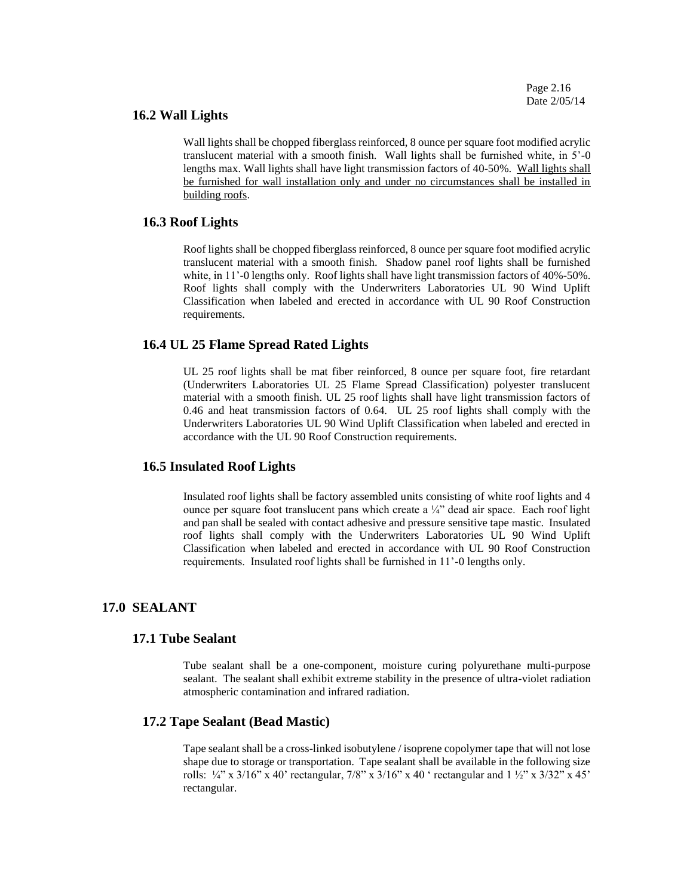## 16.2 Wall Lights

Wall lights shall be chopped fiberglass reinforced, 8 ounce per square foot modified acrylic translucent material with a smooth finish. Wall lights shall be furnished white, in 5'-0 lengths max. Wall lights shall have light transmission factors of 40-50%. Wall lights shall be furnished for wall installation only and under no circumstances shall be installed in building roofs.

## 16.3 Roof Lights

Roof lights shall be chopped fiberglass reinforced, 8 ounce per square foot modified acrylic translucent material with a smooth finish. Shadow panel roof lights shall be furnished white, in 11'-0 lengths only. Roof lights shall have light transmission factors of 40%-50%. Roof lights shall comply with the Underwriters Laboratories UL 90 Wind Uplift Classification when labeled and erected in accordance with UL 90 Roof Construction requirements.

## 16.4 UL 25 Flame Spread Rated Lights

UL 25 roof lights shall be mat fiber reinforced, 8 ounce per square foot, fire retardant (Underwriters Laboratories UL 25 Flame Spread Classification) polyester translucent material with a smooth finish. UL 25 roof lights shall have light transmission factors of 0.46 and heat transmission factors of 0.64. UL 25 roof lights shall comply with the Underwriters Laboratories UL 90 Wind Uplift Classification when labeled and erected in accordance with the UL 90 Roof Construction requirements.

## 16.5 Insulated Roof Lights

Insulated roof lights shall be factory assembled units consisting of white roof lights and 4 ounce per square foot translucent pans which create a ¼" dead air space. Each roof light and pan shall be sealed with contact adhesive and pressure sensitive tape mastic. Insulated roof lights shall comply with the Underwriters Laboratories UL 90 Wind Uplift Classification when labeled and erected in accordance with UL 90 Roof Construction requirements. Insulated roof lights shall be furnished in 11'-0 lengths only.

# 17.0 SEALANT

## 17.1 Tube Sealant

Tube sealant shall be a one-component, moisture curing polyurethane multi-purpose sealant. The sealant shall exhibit extreme stability in the presence of ultra-violet radiation atmospheric contamination and infrared radiation.

## 17.2 Tape Sealant (Bead Mastic)

Tape sealant shall be a cross-linked isobutylene / isoprene copolymer tape that will not lose shape due to storage or transportation. Tape sealant shall be available in the following size rolls: ¼" x 3/16" x 40' rectangular, 7/8" x 3/16" x 40 ' rectangular and 1 ½" x 3/32" x 45' rectangular.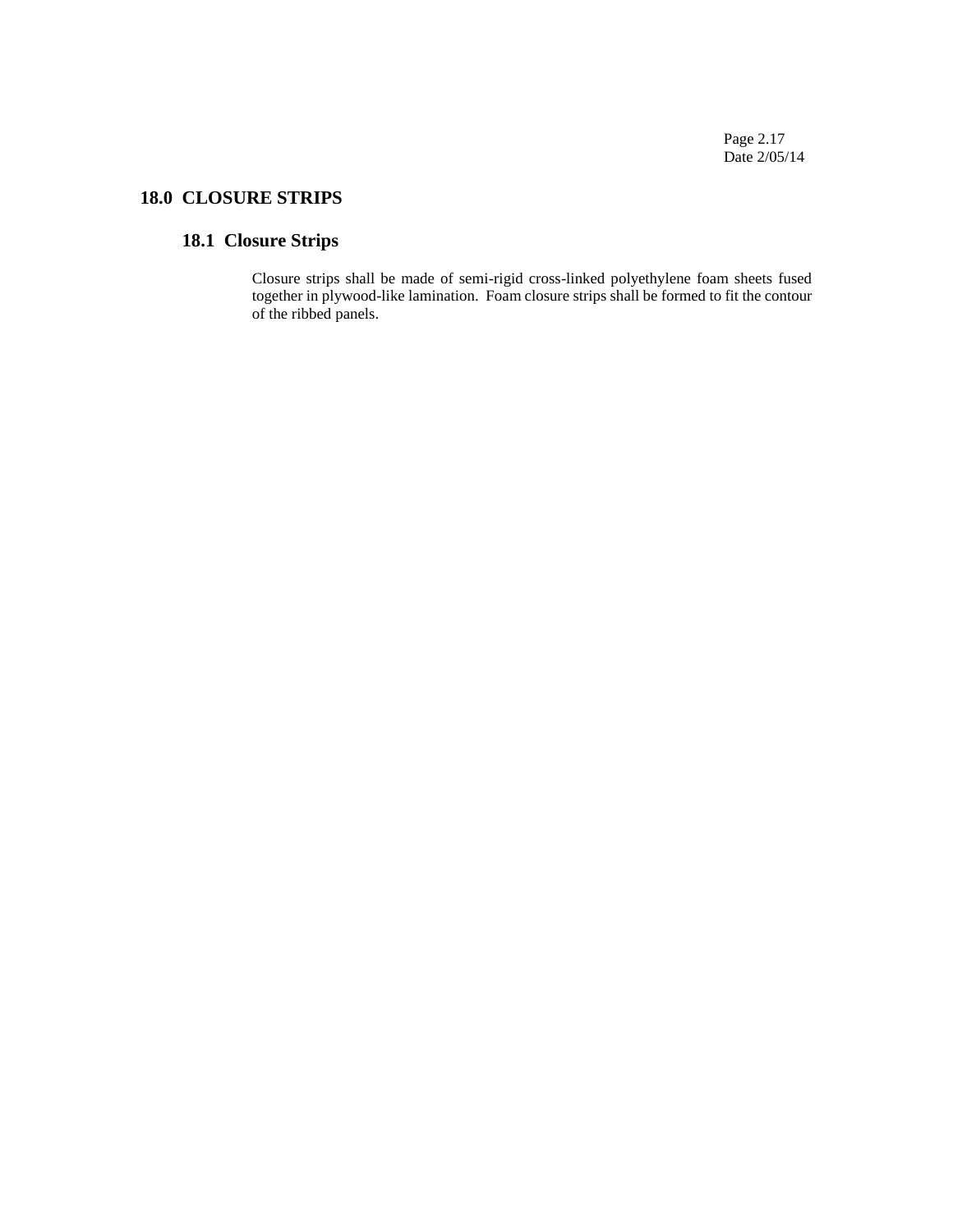## 18.0 CLOSURE STRIPS

### 18.1 Closure Strips

Closure strips shall be made of semi-rigid cross-linked polyethylene foam sheets fused together in plywood-like lamination. Foam closure strips shall be formed to fit the contour of the ribbed panels.